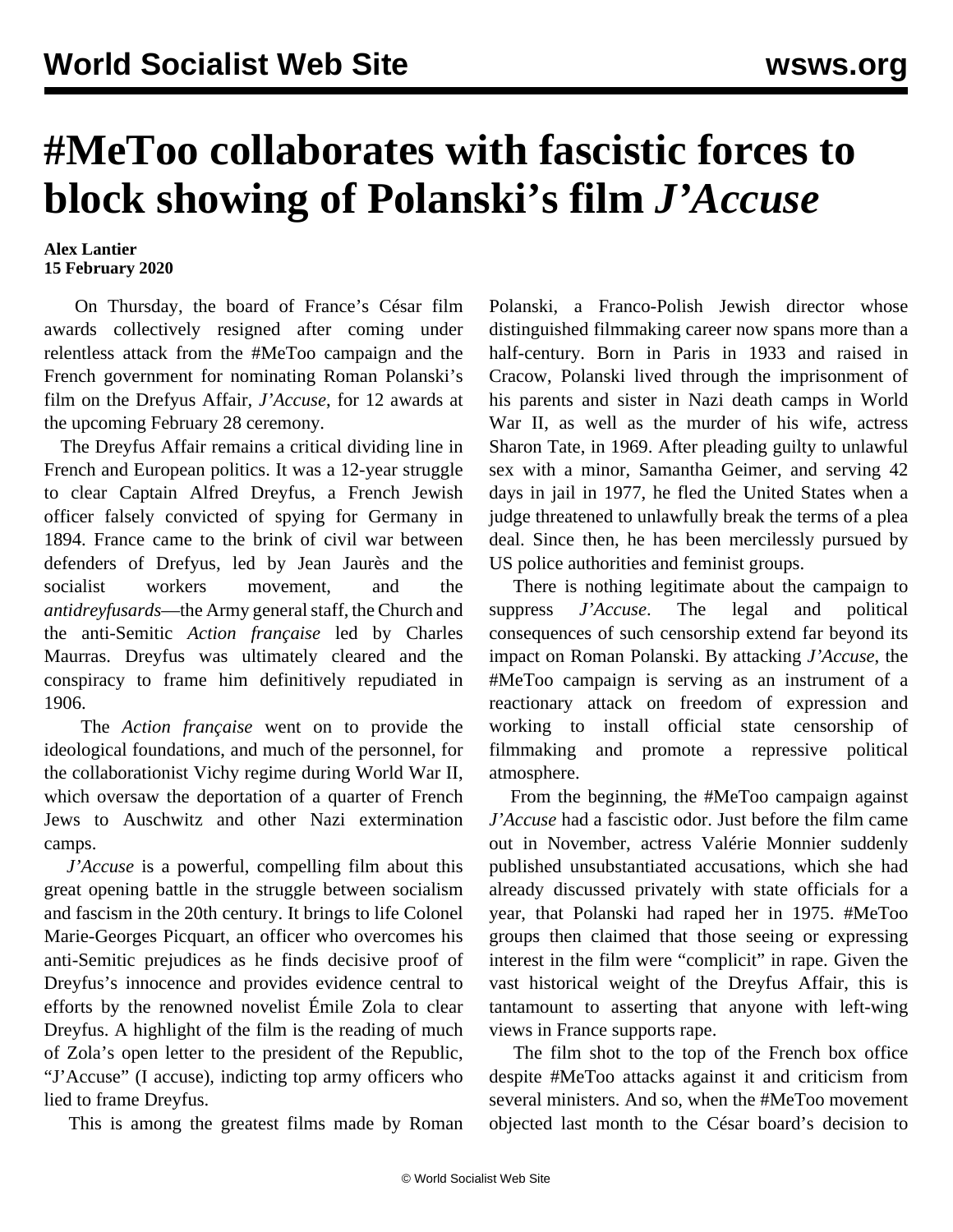# #MeToo collaborates with fascistic forces to block showing of Polanski's film *J'Accuse*

**Alex Lantier**
**15 February 2020**

On Thursday, the board of France's César film awards collectively resigned after coming under relentless attack from the #MeToo campaign and the French government for nominating Roman Polanski's film on the Drefyus Affair, *J'Accuse*, for 12 awards at the upcoming February 28 ceremony.

The Dreyfus Affair remains a critical dividing line in French and European politics. It was a 12-year struggle to clear Captain Alfred Dreyfus, a French Jewish officer falsely convicted of spying for Germany in 1894. France came to the brink of civil war between defenders of Drefyus, led by Jean Jaurès and the socialist workers movement, and the *antidreyfusards*—the Army general staff, the Church and the anti-Semitic *Action française* led by Charles Maurras. Dreyfus was ultimately cleared and the conspiracy to frame him definitively repudiated in 1906.

The *Action française* went on to provide the ideological foundations, and much of the personnel, for the collaborationist Vichy regime during World War II, which oversaw the deportation of a quarter of French Jews to Auschwitz and other Nazi extermination camps.

*J'Accuse* is a powerful, compelling film about this great opening battle in the struggle between socialism and fascism in the 20th century. It brings to life Colonel Marie-Georges Picquart, an officer who overcomes his anti-Semitic prejudices as he finds decisive proof of Dreyfus's innocence and provides evidence central to efforts by the renowned novelist Émile Zola to clear Dreyfus. A highlight of the film is the reading of much of Zola's open letter to the president of the Republic, "J'Accuse" (I accuse), indicting top army officers who lied to frame Dreyfus.

This is among the greatest films made by Roman Polanski, a Franco-Polish Jewish director whose distinguished filmmaking career now spans more than a half-century. Born in Paris in 1933 and raised in Cracow, Polanski lived through the imprisonment of his parents and sister in Nazi death camps in World War II, as well as the murder of his wife, actress Sharon Tate, in 1969. After pleading guilty to unlawful sex with a minor, Samantha Geimer, and serving 42 days in jail in 1977, he fled the United States when a judge threatened to unlawfully break the terms of a plea deal. Since then, he has been mercilessly pursued by US police authorities and feminist groups.

There is nothing legitimate about the campaign to suppress *J'Accuse*. The legal and political consequences of such censorship extend far beyond its impact on Roman Polanski. By attacking *J'Accuse*, the #MeToo campaign is serving as an instrument of a reactionary attack on freedom of expression and working to install official state censorship of filmmaking and promote a repressive political atmosphere.

From the beginning, the #MeToo campaign against *J'Accuse* had a fascistic odor. Just before the film came out in November, actress Valérie Monnier suddenly published unsubstantiated accusations, which she had already discussed privately with state officials for a year, that Polanski had raped her in 1975. #MeToo groups then claimed that those seeing or expressing interest in the film were "complicit" in rape. Given the vast historical weight of the Dreyfus Affair, this is tantamount to asserting that anyone with left-wing views in France supports rape.

The film shot to the top of the French box office despite #MeToo attacks against it and criticism from several ministers. And so, when the #MeToo movement objected last month to the César board's decision to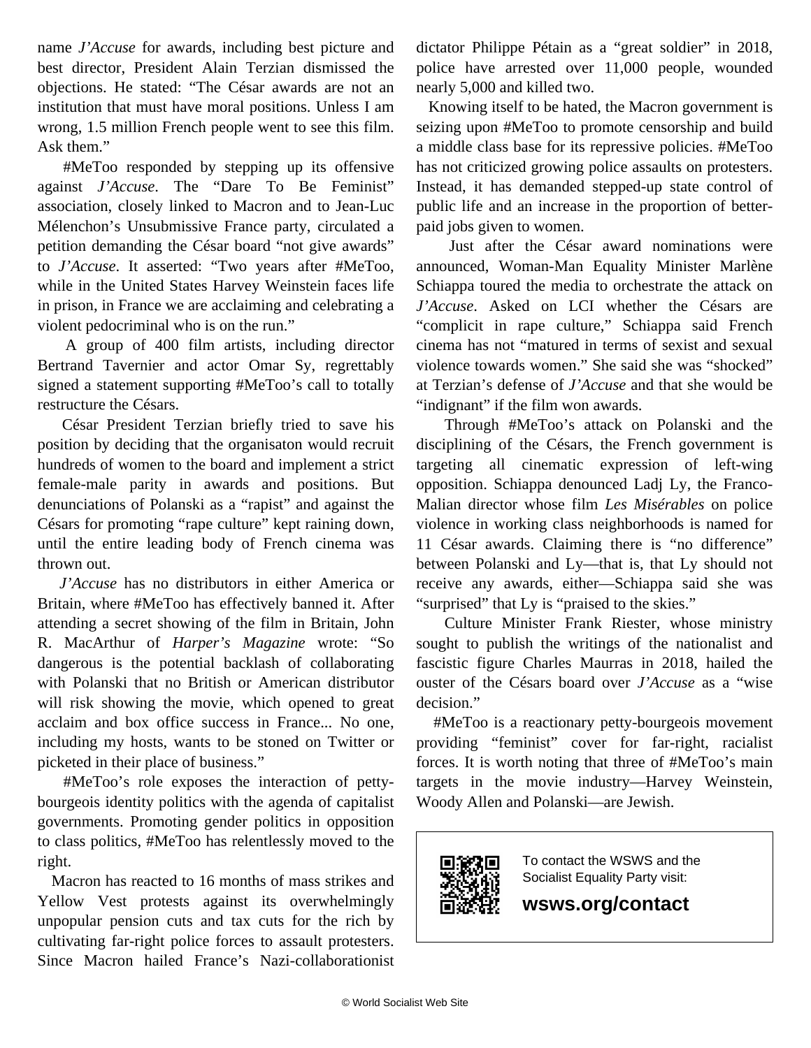name *J'Accuse* for awards, including best picture and best director, President Alain Terzian dismissed the objections. He stated: "The César awards are not an institution that must have moral positions. Unless I am wrong, 1.5 million French people went to see this film. Ask them."

#MeToo responded by stepping up its offensive against *J'Accuse*. The "Dare To Be Feminist" association, closely linked to Macron and to Jean-Luc Mélenchon's Unsubmissive France party, circulated a petition demanding the César board "not give awards" to *J'Accuse*. It asserted: "Two years after #MeToo, while in the United States Harvey Weinstein faces life in prison, in France we are acclaiming and celebrating a violent pedocriminal who is on the run."

A group of 400 film artists, including director Bertrand Tavernier and actor Omar Sy, regrettably signed a statement supporting #MeToo's call to totally restructure the Césars.

César President Terzian briefly tried to save his position by deciding that the organisaton would recruit hundreds of women to the board and implement a strict female-male parity in awards and positions. But denunciations of Polanski as a "rapist" and against the Césars for promoting "rape culture" kept raining down, until the entire leading body of French cinema was thrown out.

*J'Accuse* has no distributors in either America or Britain, where #MeToo has effectively banned it. After attending a secret showing of the film in Britain, John R. MacArthur of *Harper's Magazine* wrote: "So dangerous is the potential backlash of collaborating with Polanski that no British or American distributor will risk showing the movie, which opened to great acclaim and box office success in France... No one, including my hosts, wants to be stoned on Twitter or picketed in their place of business."

#MeToo's role exposes the interaction of petty-bourgeois identity politics with the agenda of capitalist governments. Promoting gender politics in opposition to class politics, #MeToo has relentlessly moved to the right.

Macron has reacted to 16 months of mass strikes and Yellow Vest protests against its overwhelmingly unpopular pension cuts and tax cuts for the rich by cultivating far-right police forces to assault protesters. Since Macron hailed France's Nazi-collaborationist dictator Philippe Pétain as a "great soldier" in 2018, police have arrested over 11,000 people, wounded nearly 5,000 and killed two.

Knowing itself to be hated, the Macron government is seizing upon #MeToo to promote censorship and build a middle class base for its repressive policies. #MeToo has not criticized growing police assaults on protesters. Instead, it has demanded stepped-up state control of public life and an increase in the proportion of better-paid jobs given to women.

Just after the César award nominations were announced, Woman-Man Equality Minister Marlène Schiappa toured the media to orchestrate the attack on *J'Accuse*. Asked on LCI whether the Césars are "complicit in rape culture," Schiappa said French cinema has not "matured in terms of sexist and sexual violence towards women." She said she was "shocked" at Terzian's defense of *J'Accuse* and that she would be "indignant" if the film won awards.

Through #MeToo's attack on Polanski and the disciplining of the Césars, the French government is targeting all cinematic expression of left-wing opposition. Schiappa denounced Ladj Ly, the Franco-Malian director whose film *Les Misérables* on police violence in working class neighborhoods is named for 11 César awards. Claiming there is "no difference" between Polanski and Ly—that is, that Ly should not receive any awards, either—Schiappa said she was "surprised" that Ly is "praised to the skies."

Culture Minister Frank Riester, whose ministry sought to publish the writings of the nationalist and fascistic figure Charles Maurras in 2018, hailed the ouster of the Césars board over *J'Accuse* as a "wise decision."

#MeToo is a reactionary petty-bourgeois movement providing "feminist" cover for far-right, racialist forces. It is worth noting that three of #MeToo's main targets in the movie industry—Harvey Weinstein, Woody Allen and Polanski—are Jewish.

To contact the WSWS and the Socialist Equality Party visit:

**wsws.org/contact**